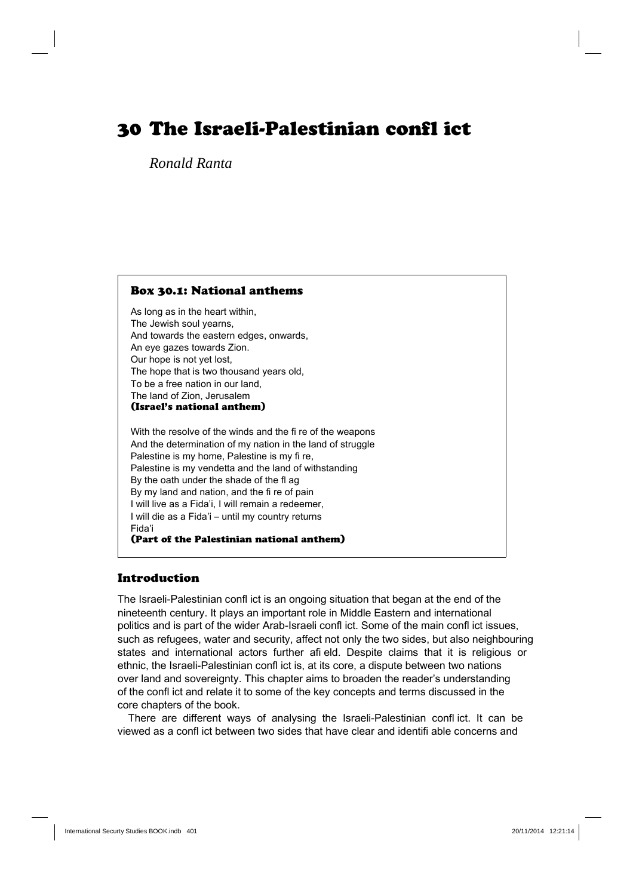# 30 The Israeli-Palestinian confl ict

*Ronald Ranta*

> ### Box 30.1: National anthems
>
> As long as in the heart within,
> The Jewish soul yearns,
> And towards the eastern edges, onwards,
> An eye gazes towards Zion.
> Our hope is not yet lost,
> The hope that is two thousand years old,
> To be a free nation in our land,
> The land of Zion, Jerusalem
> **(Israel's national anthem)**
>
> With the resolve of the winds and the fi re of the weapons
> And the determination of my nation in the land of struggle
> Palestine is my home, Palestine is my fi re,
> Palestine is my vendetta and the land of withstanding
> By the oath under the shade of the fl ag
> By my land and nation, and the fi re of pain
> I will live as a Fida'i, I will remain a redeemer,
> I will die as a Fida'i – until my country returns
> Fida'i
> **(Part of the Palestinian national anthem)**

## Introduction

The Israeli-Palestinian confl ict is an ongoing situation that began at the end of the nineteenth century. It plays an important role in Middle Eastern and international politics and is part of the wider Arab-Israeli confl ict. Some of the main confl ict issues, such as refugees, water and security, affect not only the two sides, but also neighbouring states and international actors further afi eld. Despite claims that it is religious or ethnic, the Israeli-Palestinian confl ict is, at its core, a dispute between two nations over land and sovereignty. This chapter aims to broaden the reader's understanding of the confl ict and relate it to some of the key concepts and terms discussed in the core chapters of the book.

There are different ways of analysing the Israeli-Palestinian confl ict. It can be viewed as a confl ict between two sides that have clear and identifi able concerns and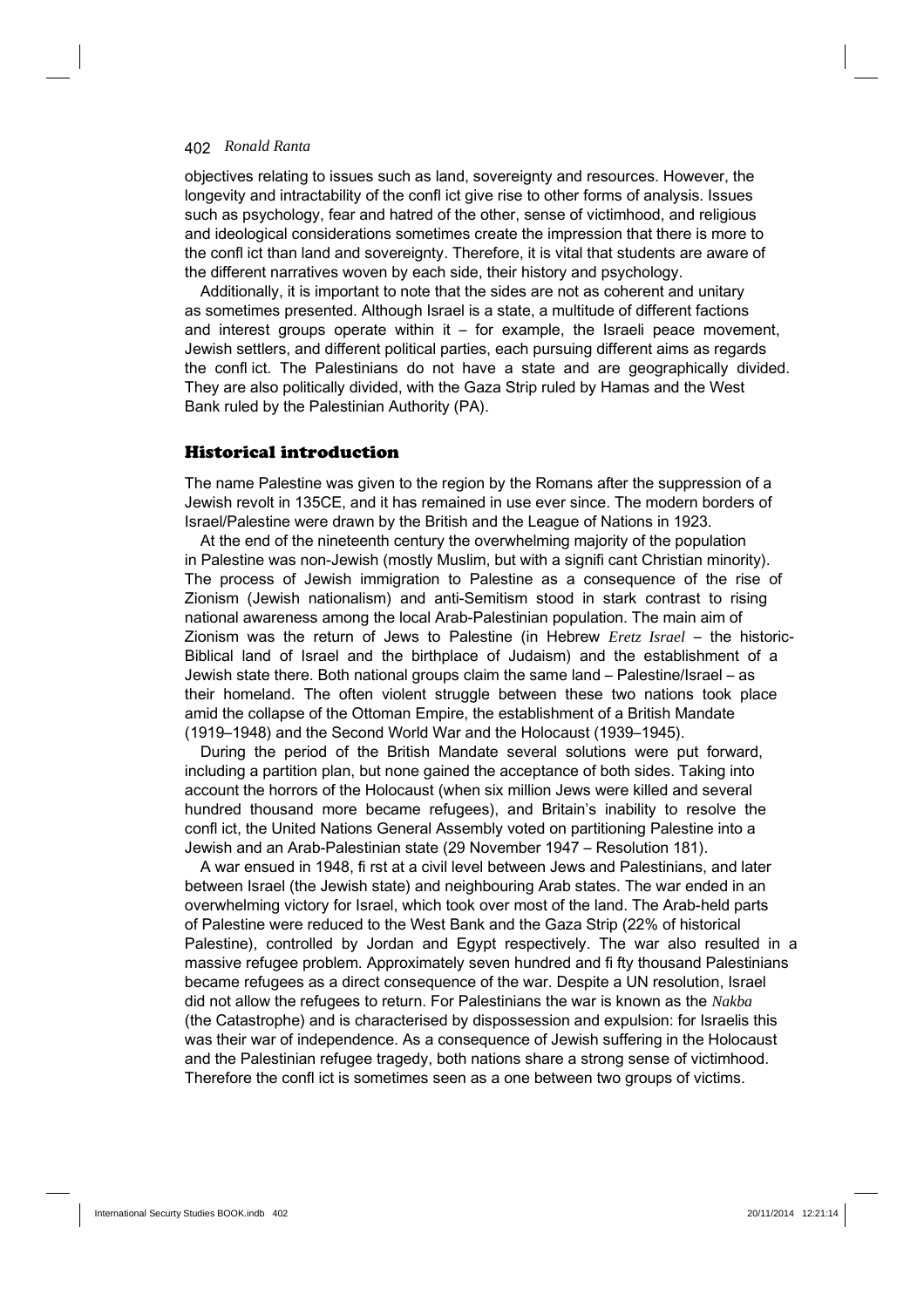objectives relating to issues such as land, sovereignty and resources. However, the longevity and intractability of the conflict give rise to other forms of analysis. Issues such as psychology, fear and hatred of the other, sense of victimhood, and religious and ideological considerations sometimes create the impression that there is more to the conflict than land and sovereignty. Therefore, it is vital that students are aware of the different narratives woven by each side, their history and psychology.

Additionally, it is important to note that the sides are not as coherent and unitary as sometimes presented. Although Israel is a state, a multitude of different factions and interest groups operate within it – for example, the Israeli peace movement, Jewish settlers, and different political parties, each pursuing different aims as regards the conflict. The Palestinians do not have a state and are geographically divided. They are also politically divided, with the Gaza Strip ruled by Hamas and the West Bank ruled by the Palestinian Authority (PA).

## Historical introduction

The name Palestine was given to the region by the Romans after the suppression of a Jewish revolt in 135CE, and it has remained in use ever since. The modern borders of Israel/Palestine were drawn by the British and the League of Nations in 1923.

At the end of the nineteenth century the overwhelming majority of the population in Palestine was non-Jewish (mostly Muslim, but with a significant Christian minority). The process of Jewish immigration to Palestine as a consequence of the rise of Zionism (Jewish nationalism) and anti-Semitism stood in stark contrast to rising national awareness among the local Arab-Palestinian population. The main aim of Zionism was the return of Jews to Palestine (in Hebrew *Eretz Israel* – the historic-Biblical land of Israel and the birthplace of Judaism) and the establishment of a Jewish state there. Both national groups claim the same land – Palestine/Israel – as their homeland. The often violent struggle between these two nations took place amid the collapse of the Ottoman Empire, the establishment of a British Mandate (1919–1948) and the Second World War and the Holocaust (1939–1945).

During the period of the British Mandate several solutions were put forward, including a partition plan, but none gained the acceptance of both sides. Taking into account the horrors of the Holocaust (when six million Jews were killed and several hundred thousand more became refugees), and Britain's inability to resolve the conflict, the United Nations General Assembly voted on partitioning Palestine into a Jewish and an Arab-Palestinian state (29 November 1947 – Resolution 181).

A war ensued in 1948, first at a civil level between Jews and Palestinians, and later between Israel (the Jewish state) and neighbouring Arab states. The war ended in an overwhelming victory for Israel, which took over most of the land. The Arab-held parts of Palestine were reduced to the West Bank and the Gaza Strip (22% of historical Palestine), controlled by Jordan and Egypt respectively. The war also resulted in a massive refugee problem. Approximately seven hundred and fifty thousand Palestinians became refugees as a direct consequence of the war. Despite a UN resolution, Israel did not allow the refugees to return. For Palestinians the war is known as the *Nakba* (the Catastrophe) and is characterised by dispossession and expulsion: for Israelis this was their war of independence. As a consequence of Jewish suffering in the Holocaust and the Palestinian refugee tragedy, both nations share a strong sense of victimhood. Therefore the conflict is sometimes seen as a one between two groups of victims.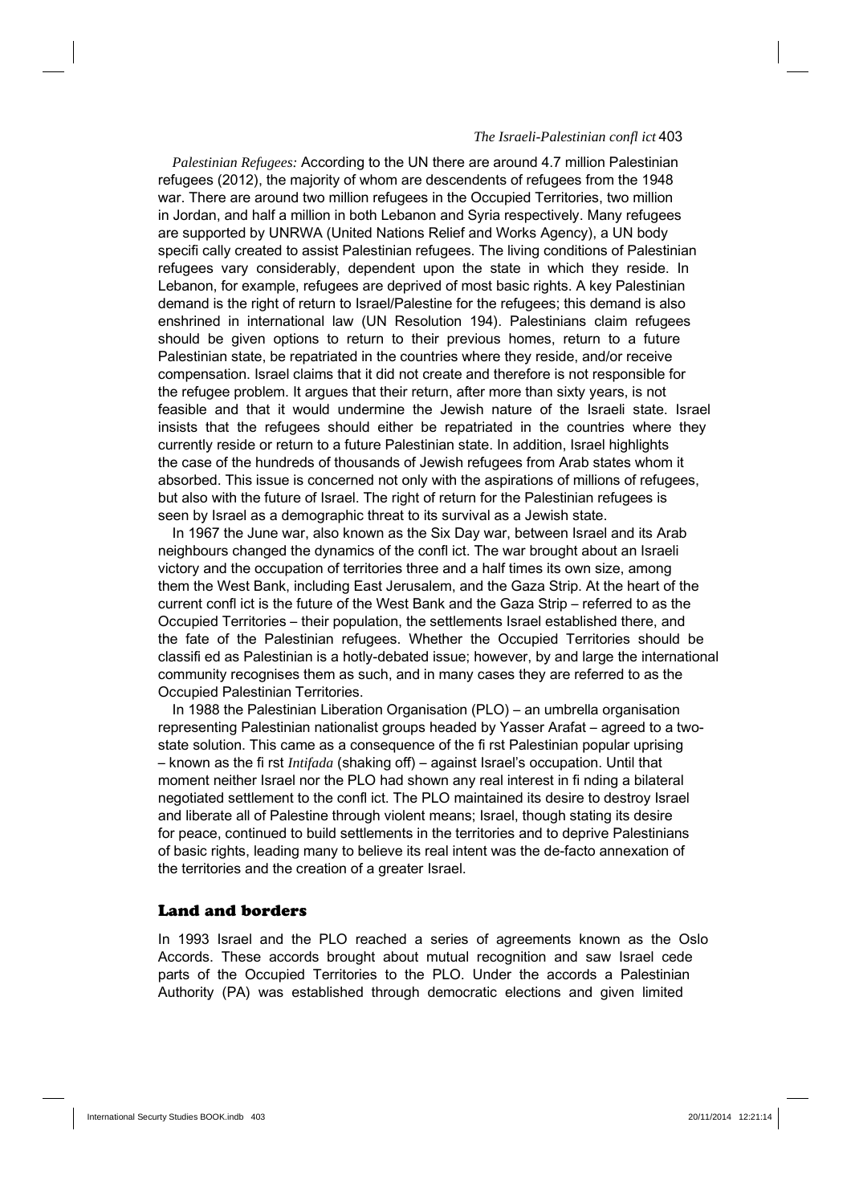*Palestinian Refugees:* According to the UN there are around 4.7 million Palestinian refugees (2012), the majority of whom are descendents of refugees from the 1948 war. There are around two million refugees in the Occupied Territories, two million in Jordan, and half a million in both Lebanon and Syria respectively. Many refugees are supported by UNRWA (United Nations Relief and Works Agency), a UN body specifically created to assist Palestinian refugees. The living conditions of Palestinian refugees vary considerably, dependent upon the state in which they reside. In Lebanon, for example, refugees are deprived of most basic rights. A key Palestinian demand is the right of return to Israel/Palestine for the refugees; this demand is also enshrined in international law (UN Resolution 194). Palestinians claim refugees should be given options to return to their previous homes, return to a future Palestinian state, be repatriated in the countries where they reside, and/or receive compensation. Israel claims that it did not create and therefore is not responsible for the refugee problem. It argues that their return, after more than sixty years, is not feasible and that it would undermine the Jewish nature of the Israeli state. Israel insists that the refugees should either be repatriated in the countries where they currently reside or return to a future Palestinian state. In addition, Israel highlights the case of the hundreds of thousands of Jewish refugees from Arab states whom it absorbed. This issue is concerned not only with the aspirations of millions of refugees, but also with the future of Israel. The right of return for the Palestinian refugees is seen by Israel as a demographic threat to its survival as a Jewish state.

In 1967 the June war, also known as the Six Day war, between Israel and its Arab neighbours changed the dynamics of the conflict. The war brought about an Israeli victory and the occupation of territories three and a half times its own size, among them the West Bank, including East Jerusalem, and the Gaza Strip. At the heart of the current conflict is the future of the West Bank and the Gaza Strip – referred to as the Occupied Territories – their population, the settlements Israel established there, and the fate of the Palestinian refugees. Whether the Occupied Territories should be classified as Palestinian is a hotly-debated issue; however, by and large the international community recognises them as such, and in many cases they are referred to as the Occupied Palestinian Territories.

In 1988 the Palestinian Liberation Organisation (PLO) – an umbrella organisation representing Palestinian nationalist groups headed by Yasser Arafat – agreed to a two-state solution. This came as a consequence of the first Palestinian popular uprising – known as the first *Intifada* (shaking off) – against Israel's occupation. Until that moment neither Israel nor the PLO had shown any real interest in finding a bilateral negotiated settlement to the conflict. The PLO maintained its desire to destroy Israel and liberate all of Palestine through violent means; Israel, though stating its desire for peace, continued to build settlements in the territories and to deprive Palestinians of basic rights, leading many to believe its real intent was the de-facto annexation of the territories and the creation of a greater Israel.

## Land and borders

In 1993 Israel and the PLO reached a series of agreements known as the Oslo Accords. These accords brought about mutual recognition and saw Israel cede parts of the Occupied Territories to the PLO. Under the accords a Palestinian Authority (PA) was established through democratic elections and given limited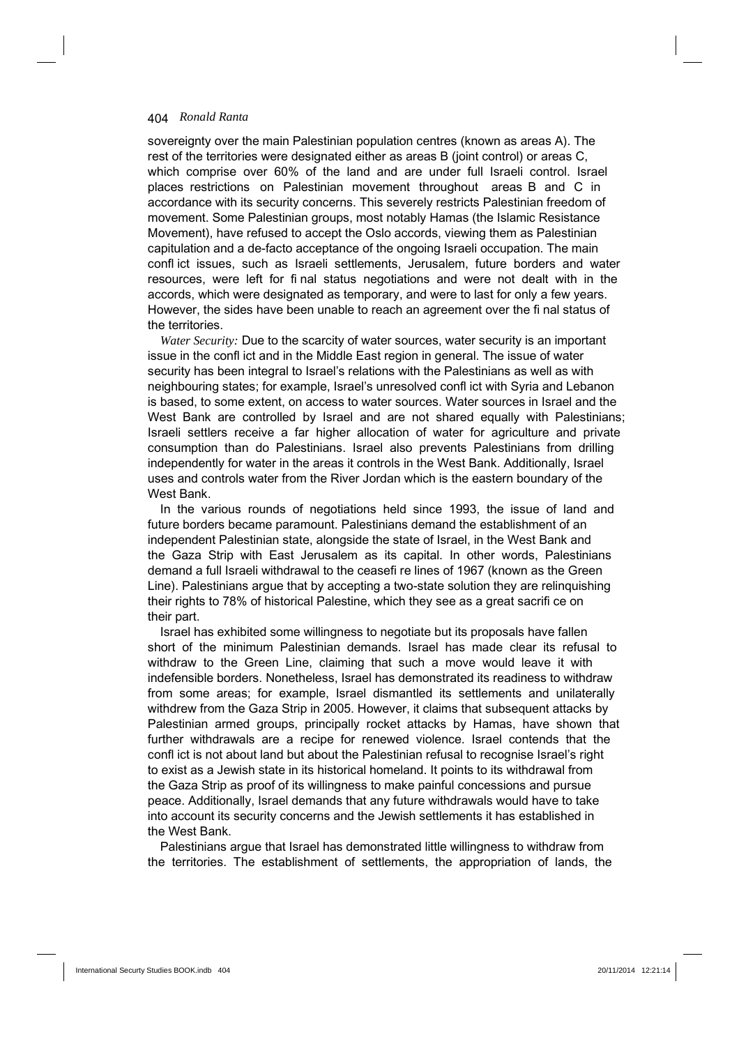sovereignty over the main Palestinian population centres (known as areas A). The rest of the territories were designated either as areas B (joint control) or areas C, which comprise over 60% of the land and are under full Israeli control. Israel places restrictions on Palestinian movement throughout areas B and C in accordance with its security concerns. This severely restricts Palestinian freedom of movement. Some Palestinian groups, most notably Hamas (the Islamic Resistance Movement), have refused to accept the Oslo accords, viewing them as Palestinian capitulation and a de-facto acceptance of the ongoing Israeli occupation. The main conflict issues, such as Israeli settlements, Jerusalem, future borders and water resources, were left for final status negotiations and were not dealt with in the accords, which were designated as temporary, and were to last for only a few years. However, the sides have been unable to reach an agreement over the final status of the territories.

*Water Security:* Due to the scarcity of water sources, water security is an important issue in the conflict and in the Middle East region in general. The issue of water security has been integral to Israel's relations with the Palestinians as well as with neighbouring states; for example, Israel's unresolved conflict with Syria and Lebanon is based, to some extent, on access to water sources. Water sources in Israel and the West Bank are controlled by Israel and are not shared equally with Palestinians; Israeli settlers receive a far higher allocation of water for agriculture and private consumption than do Palestinians. Israel also prevents Palestinians from drilling independently for water in the areas it controls in the West Bank. Additionally, Israel uses and controls water from the River Jordan which is the eastern boundary of the West Bank.

In the various rounds of negotiations held since 1993, the issue of land and future borders became paramount. Palestinians demand the establishment of an independent Palestinian state, alongside the state of Israel, in the West Bank and the Gaza Strip with East Jerusalem as its capital. In other words, Palestinians demand a full Israeli withdrawal to the ceasefire lines of 1967 (known as the Green Line). Palestinians argue that by accepting a two-state solution they are relinquishing their rights to 78% of historical Palestine, which they see as a great sacrifice on their part.

Israel has exhibited some willingness to negotiate but its proposals have fallen short of the minimum Palestinian demands. Israel has made clear its refusal to withdraw to the Green Line, claiming that such a move would leave it with indefensible borders. Nonetheless, Israel has demonstrated its readiness to withdraw from some areas; for example, Israel dismantled its settlements and unilaterally withdrew from the Gaza Strip in 2005. However, it claims that subsequent attacks by Palestinian armed groups, principally rocket attacks by Hamas, have shown that further withdrawals are a recipe for renewed violence. Israel contends that the conflict is not about land but about the Palestinian refusal to recognise Israel's right to exist as a Jewish state in its historical homeland. It points to its withdrawal from the Gaza Strip as proof of its willingness to make painful concessions and pursue peace. Additionally, Israel demands that any future withdrawals would have to take into account its security concerns and the Jewish settlements it has established in the West Bank.

Palestinians argue that Israel has demonstrated little willingness to withdraw from the territories. The establishment of settlements, the appropriation of lands, the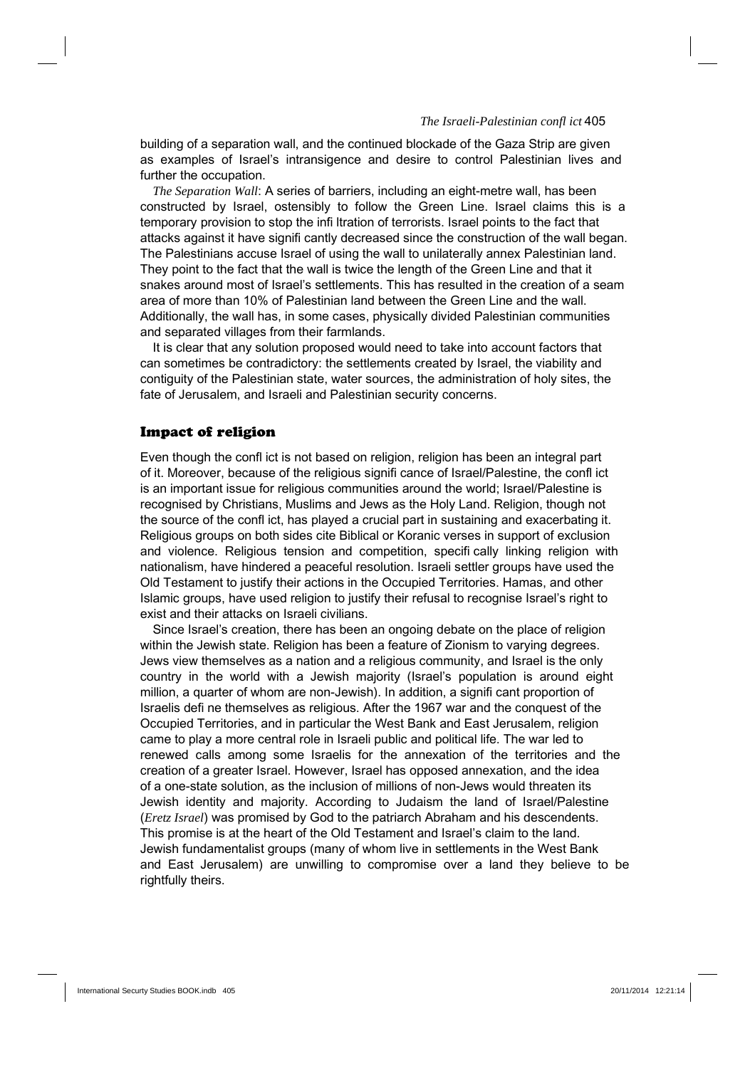building of a separation wall, and the continued blockade of the Gaza Strip are given as examples of Israel's intransigence and desire to control Palestinian lives and further the occupation.

*The Separation Wall*: A series of barriers, including an eight-metre wall, has been constructed by Israel, ostensibly to follow the Green Line. Israel claims this is a temporary provision to stop the infiltration of terrorists. Israel points to the fact that attacks against it have significantly decreased since the construction of the wall began. The Palestinians accuse Israel of using the wall to unilaterally annex Palestinian land. They point to the fact that the wall is twice the length of the Green Line and that it snakes around most of Israel's settlements. This has resulted in the creation of a seam area of more than 10% of Palestinian land between the Green Line and the wall. Additionally, the wall has, in some cases, physically divided Palestinian communities and separated villages from their farmlands.

It is clear that any solution proposed would need to take into account factors that can sometimes be contradictory: the settlements created by Israel, the viability and contiguity of the Palestinian state, water sources, the administration of holy sites, the fate of Jerusalem, and Israeli and Palestinian security concerns.

## Impact of religion

Even though the conflict is not based on religion, religion has been an integral part of it. Moreover, because of the religious significance of Israel/Palestine, the conflict is an important issue for religious communities around the world; Israel/Palestine is recognised by Christians, Muslims and Jews as the Holy Land. Religion, though not the source of the conflict, has played a crucial part in sustaining and exacerbating it. Religious groups on both sides cite Biblical or Koranic verses in support of exclusion and violence. Religious tension and competition, specifically linking religion with nationalism, have hindered a peaceful resolution. Israeli settler groups have used the Old Testament to justify their actions in the Occupied Territories. Hamas, and other Islamic groups, have used religion to justify their refusal to recognise Israel's right to exist and their attacks on Israeli civilians.

Since Israel's creation, there has been an ongoing debate on the place of religion within the Jewish state. Religion has been a feature of Zionism to varying degrees. Jews view themselves as a nation and a religious community, and Israel is the only country in the world with a Jewish majority (Israel's population is around eight million, a quarter of whom are non-Jewish). In addition, a significant proportion of Israelis define themselves as religious. After the 1967 war and the conquest of the Occupied Territories, and in particular the West Bank and East Jerusalem, religion came to play a more central role in Israeli public and political life. The war led to renewed calls among some Israelis for the annexation of the territories and the creation of a greater Israel. However, Israel has opposed annexation, and the idea of a one-state solution, as the inclusion of millions of non-Jews would threaten its Jewish identity and majority. According to Judaism the land of Israel/Palestine (*Eretz Israel*) was promised by God to the patriarch Abraham and his descendents. This promise is at the heart of the Old Testament and Israel's claim to the land. Jewish fundamentalist groups (many of whom live in settlements in the West Bank and East Jerusalem) are unwilling to compromise over a land they believe to be rightfully theirs.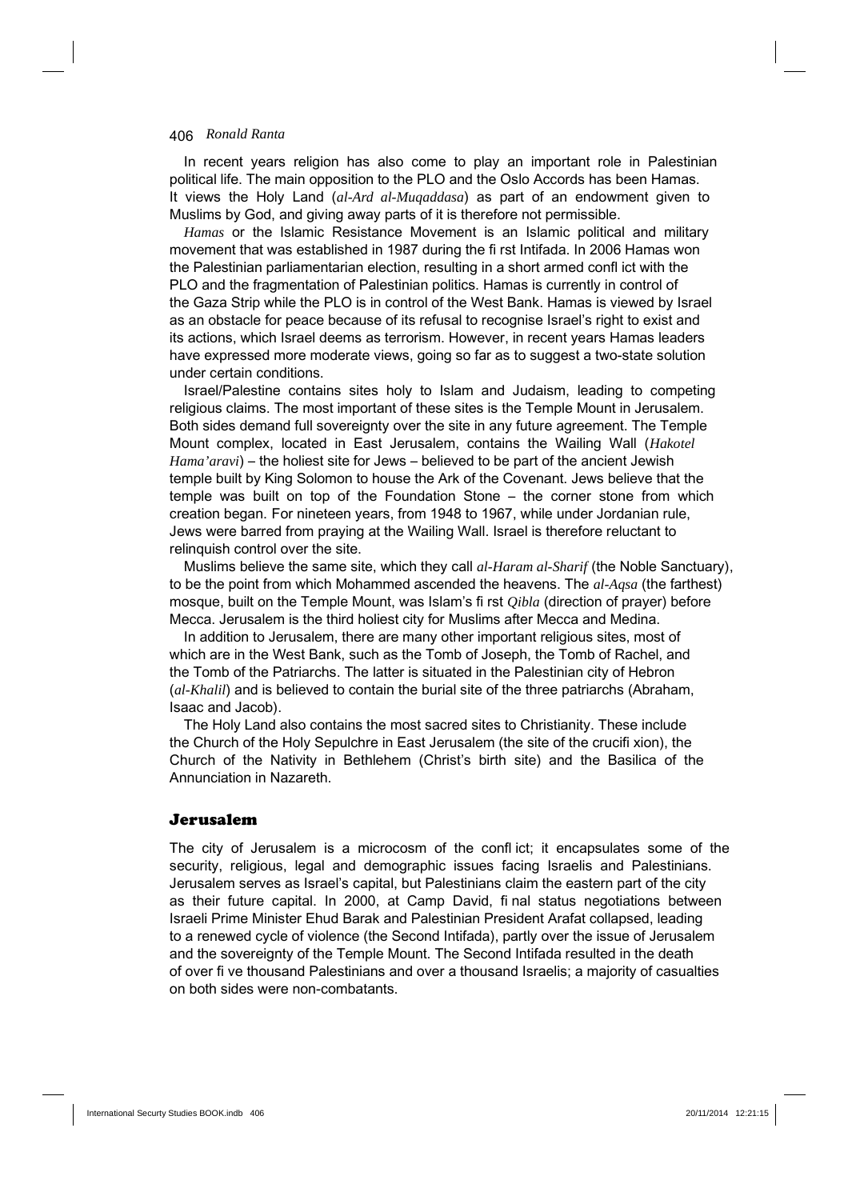In recent years religion has also come to play an important role in Palestinian political life. The main opposition to the PLO and the Oslo Accords has been Hamas. It views the Holy Land (*al-Ard al-Muqaddasa*) as part of an endowment given to Muslims by God, and giving away parts of it is therefore not permissible.

*Hamas* or the Islamic Resistance Movement is an Islamic political and military movement that was established in 1987 during the first Intifada. In 2006 Hamas won the Palestinian parliamentarian election, resulting in a short armed conflict with the PLO and the fragmentation of Palestinian politics. Hamas is currently in control of the Gaza Strip while the PLO is in control of the West Bank. Hamas is viewed by Israel as an obstacle for peace because of its refusal to recognise Israel's right to exist and its actions, which Israel deems as terrorism. However, in recent years Hamas leaders have expressed more moderate views, going so far as to suggest a two-state solution under certain conditions.

Israel/Palestine contains sites holy to Islam and Judaism, leading to competing religious claims. The most important of these sites is the Temple Mount in Jerusalem. Both sides demand full sovereignty over the site in any future agreement. The Temple Mount complex, located in East Jerusalem, contains the Wailing Wall (*Hakotel Hama'aravi*) – the holiest site for Jews – believed to be part of the ancient Jewish temple built by King Solomon to house the Ark of the Covenant. Jews believe that the temple was built on top of the Foundation Stone – the corner stone from which creation began. For nineteen years, from 1948 to 1967, while under Jordanian rule, Jews were barred from praying at the Wailing Wall. Israel is therefore reluctant to relinquish control over the site.

Muslims believe the same site, which they call *al-Haram al-Sharif* (the Noble Sanctuary), to be the point from which Mohammed ascended the heavens. The *al-Aqsa* (the farthest) mosque, built on the Temple Mount, was Islam's first *Qibla* (direction of prayer) before Mecca. Jerusalem is the third holiest city for Muslims after Mecca and Medina.

In addition to Jerusalem, there are many other important religious sites, most of which are in the West Bank, such as the Tomb of Joseph, the Tomb of Rachel, and the Tomb of the Patriarchs. The latter is situated in the Palestinian city of Hebron (*al-Khalil*) and is believed to contain the burial site of the three patriarchs (Abraham, Isaac and Jacob).

The Holy Land also contains the most sacred sites to Christianity. These include the Church of the Holy Sepulchre in East Jerusalem (the site of the crucifixion), the Church of the Nativity in Bethlehem (Christ's birth site) and the Basilica of the Annunciation in Nazareth.

## Jerusalem

The city of Jerusalem is a microcosm of the conflict; it encapsulates some of the security, religious, legal and demographic issues facing Israelis and Palestinians. Jerusalem serves as Israel's capital, but Palestinians claim the eastern part of the city as their future capital. In 2000, at Camp David, final status negotiations between Israeli Prime Minister Ehud Barak and Palestinian President Arafat collapsed, leading to a renewed cycle of violence (the Second Intifada), partly over the issue of Jerusalem and the sovereignty of the Temple Mount. The Second Intifada resulted in the death of over five thousand Palestinians and over a thousand Israelis; a majority of casualties on both sides were non-combatants.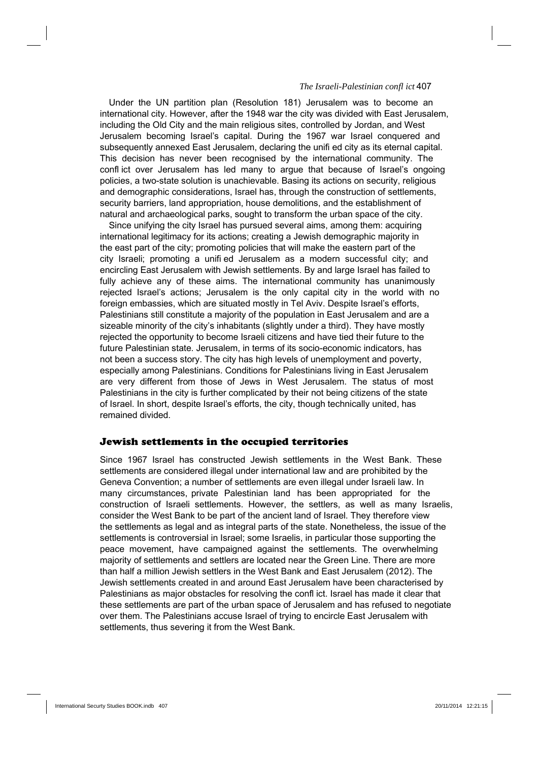Under the UN partition plan (Resolution 181) Jerusalem was to become an international city. However, after the 1948 war the city was divided with East Jerusalem, including the Old City and the main religious sites, controlled by Jordan, and West Jerusalem becoming Israel's capital. During the 1967 war Israel conquered and subsequently annexed East Jerusalem, declaring the unified city as its eternal capital. This decision has never been recognised by the international community. The conflict over Jerusalem has led many to argue that because of Israel's ongoing policies, a two-state solution is unachievable. Basing its actions on security, religious and demographic considerations, Israel has, through the construction of settlements, security barriers, land appropriation, house demolitions, and the establishment of natural and archaeological parks, sought to transform the urban space of the city.

Since unifying the city Israel has pursued several aims, among them: acquiring international legitimacy for its actions; creating a Jewish demographic majority in the east part of the city; promoting policies that will make the eastern part of the city Israeli; promoting a unified Jerusalem as a modern successful city; and encircling East Jerusalem with Jewish settlements. By and large Israel has failed to fully achieve any of these aims. The international community has unanimously rejected Israel's actions; Jerusalem is the only capital city in the world with no foreign embassies, which are situated mostly in Tel Aviv. Despite Israel's efforts, Palestinians still constitute a majority of the population in East Jerusalem and are a sizeable minority of the city's inhabitants (slightly under a third). They have mostly rejected the opportunity to become Israeli citizens and have tied their future to the future Palestinian state. Jerusalem, in terms of its socio-economic indicators, has not been a success story. The city has high levels of unemployment and poverty, especially among Palestinians. Conditions for Palestinians living in East Jerusalem are very different from those of Jews in West Jerusalem. The status of most Palestinians in the city is further complicated by their not being citizens of the state of Israel. In short, despite Israel's efforts, the city, though technically united, has remained divided.

## Jewish settlements in the occupied territories

Since 1967 Israel has constructed Jewish settlements in the West Bank. These settlements are considered illegal under international law and are prohibited by the Geneva Convention; a number of settlements are even illegal under Israeli law. In many circumstances, private Palestinian land has been appropriated for the construction of Israeli settlements. However, the settlers, as well as many Israelis, consider the West Bank to be part of the ancient land of Israel. They therefore view the settlements as legal and as integral parts of the state. Nonetheless, the issue of the settlements is controversial in Israel; some Israelis, in particular those supporting the peace movement, have campaigned against the settlements. The overwhelming majority of settlements and settlers are located near the Green Line. There are more than half a million Jewish settlers in the West Bank and East Jerusalem (2012). The Jewish settlements created in and around East Jerusalem have been characterised by Palestinians as major obstacles for resolving the conflict. Israel has made it clear that these settlements are part of the urban space of Jerusalem and has refused to negotiate over them. The Palestinians accuse Israel of trying to encircle East Jerusalem with settlements, thus severing it from the West Bank.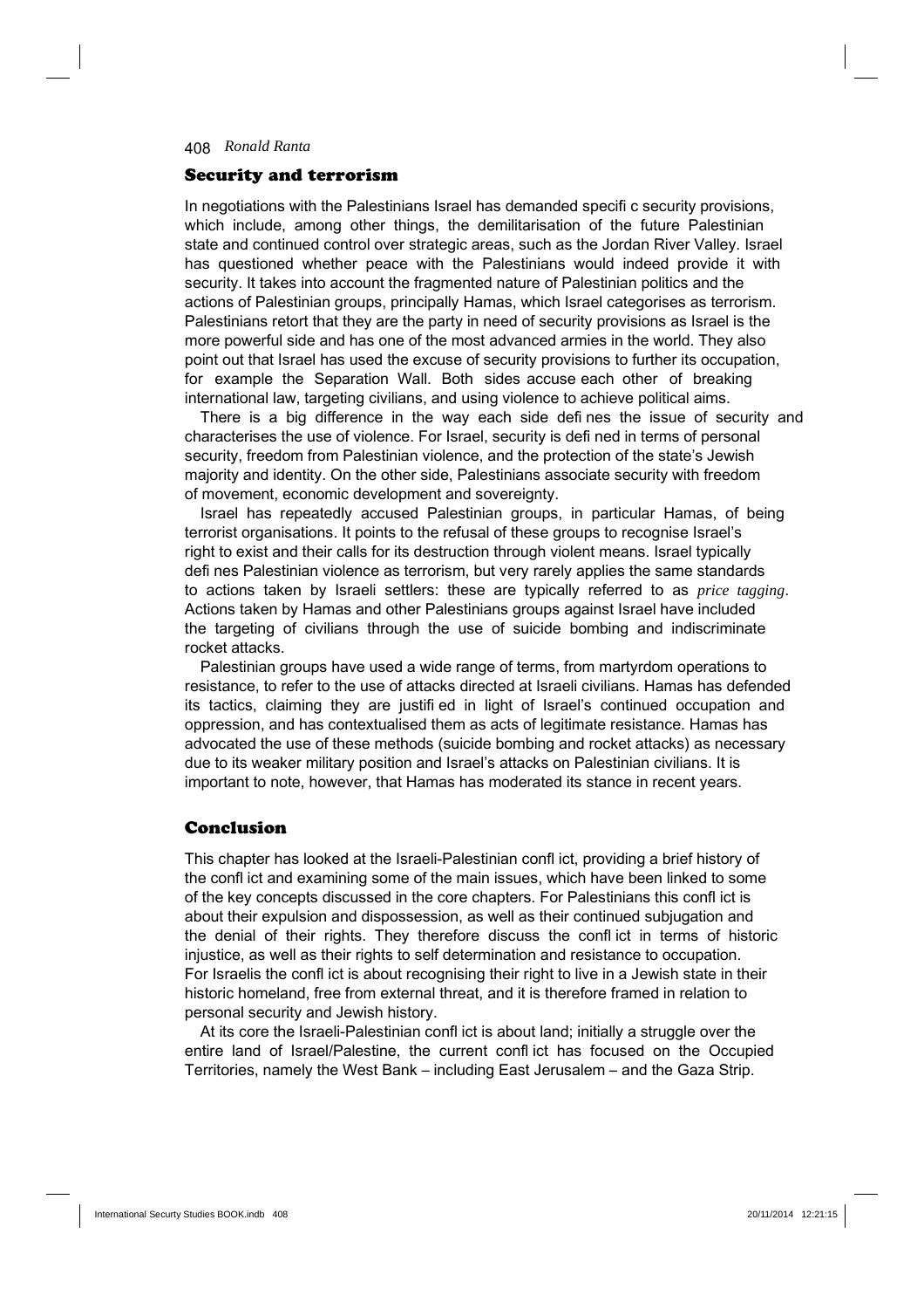## Security and terrorism

In negotiations with the Palestinians Israel has demanded specific security provisions, which include, among other things, the demilitarisation of the future Palestinian state and continued control over strategic areas, such as the Jordan River Valley. Israel has questioned whether peace with the Palestinians would indeed provide it with security. It takes into account the fragmented nature of Palestinian politics and the actions of Palestinian groups, principally Hamas, which Israel categorises as terrorism. Palestinians retort that they are the party in need of security provisions as Israel is the more powerful side and has one of the most advanced armies in the world. They also point out that Israel has used the excuse of security provisions to further its occupation, for example the Separation Wall. Both sides accuse each other of breaking international law, targeting civilians, and using violence to achieve political aims.

There is a big difference in the way each side defines the issue of security and characterises the use of violence. For Israel, security is defined in terms of personal security, freedom from Palestinian violence, and the protection of the state's Jewish majority and identity. On the other side, Palestinians associate security with freedom of movement, economic development and sovereignty.

Israel has repeatedly accused Palestinian groups, in particular Hamas, of being terrorist organisations. It points to the refusal of these groups to recognise Israel's right to exist and their calls for its destruction through violent means. Israel typically defines Palestinian violence as terrorism, but very rarely applies the same standards to actions taken by Israeli settlers: these are typically referred to as *price tagging*. Actions taken by Hamas and other Palestinians groups against Israel have included the targeting of civilians through the use of suicide bombing and indiscriminate rocket attacks.

Palestinian groups have used a wide range of terms, from martyrdom operations to resistance, to refer to the use of attacks directed at Israeli civilians. Hamas has defended its tactics, claiming they are justified in light of Israel's continued occupation and oppression, and has contextualised them as acts of legitimate resistance. Hamas has advocated the use of these methods (suicide bombing and rocket attacks) as necessary due to its weaker military position and Israel's attacks on Palestinian civilians. It is important to note, however, that Hamas has moderated its stance in recent years.

## Conclusion

This chapter has looked at the Israeli-Palestinian conflict, providing a brief history of the conflict and examining some of the main issues, which have been linked to some of the key concepts discussed in the core chapters. For Palestinians this conflict is about their expulsion and dispossession, as well as their continued subjugation and the denial of their rights. They therefore discuss the conflict in terms of historic injustice, as well as their rights to self determination and resistance to occupation. For Israelis the conflict is about recognising their right to live in a Jewish state in their historic homeland, free from external threat, and it is therefore framed in relation to personal security and Jewish history.

At its core the Israeli-Palestinian conflict is about land; initially a struggle over the entire land of Israel/Palestine, the current conflict has focused on the Occupied Territories, namely the West Bank – including East Jerusalem – and the Gaza Strip.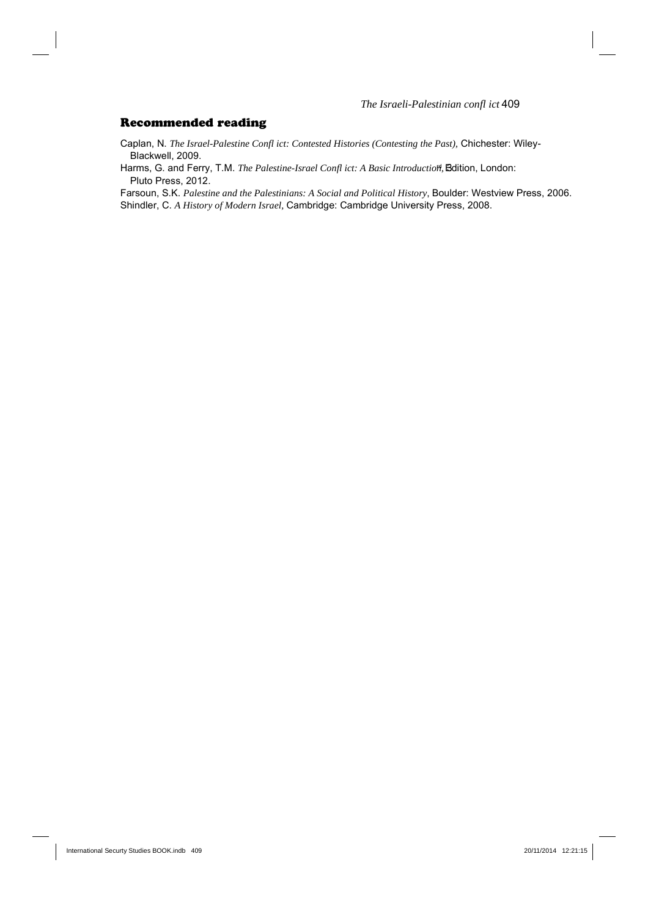## Recommended reading

Caplan, N. *The Israel-Palestine Confl ict: Contested Histories (Contesting the Past),* Chichester: Wiley-Blackwell, 2009.

Harms, G. and Ferry, T.M. *The Palestine-Israel Confl ict: A Basic Introduction,* 3rd Edition, London: Pluto Press, 2012.

Farsoun, S.K. *Palestine and the Palestinians: A Social and Political History*, Boulder: Westview Press, 2006.

Shindler, C. *A History of Modern Israel,* Cambridge: Cambridge University Press, 2008.